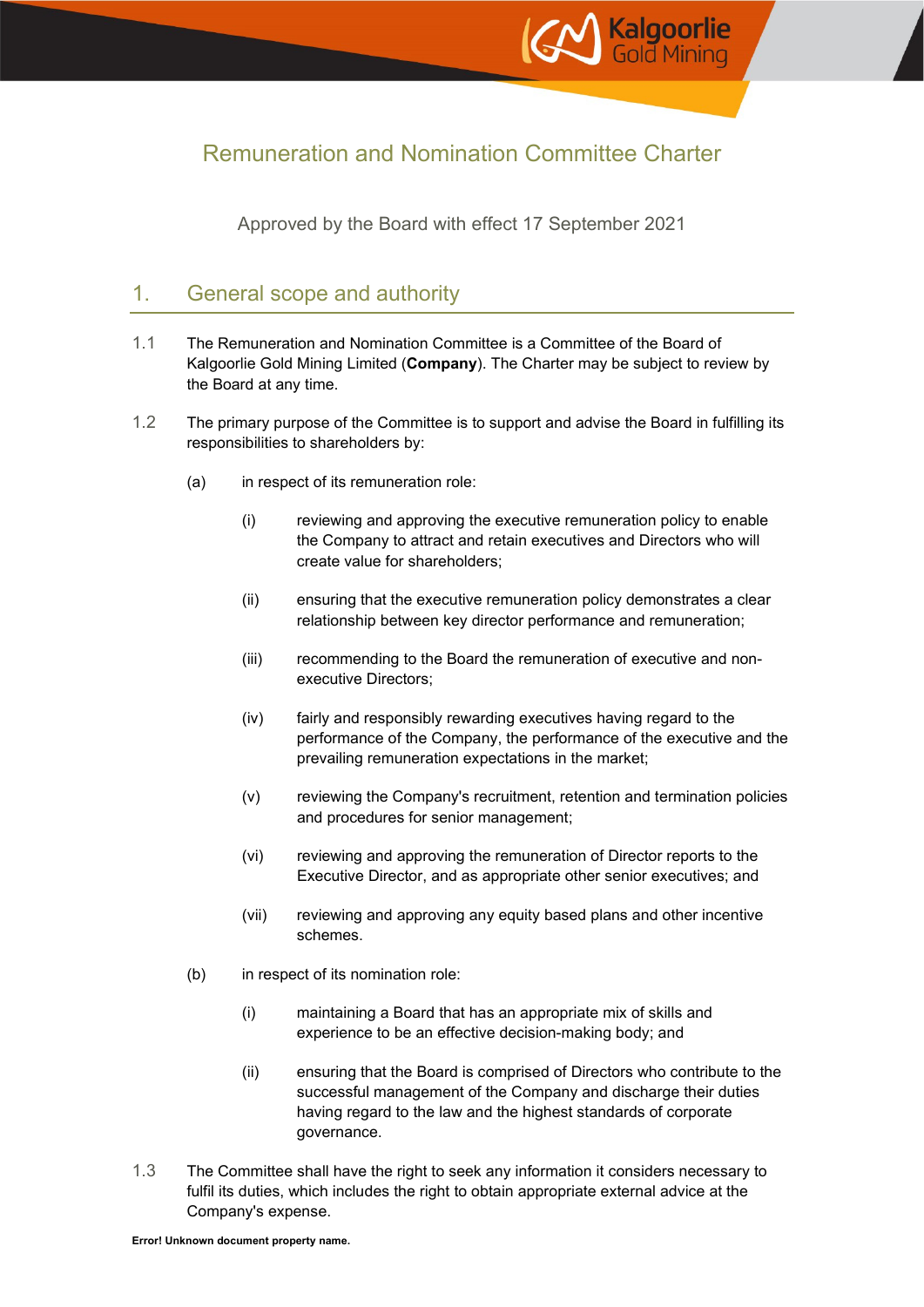# Remuneration and Nomination Committee Charter

Approved by the Board with effect 17 September 2021

## 1. General scope and authority

1.1 The Remuneration and Nomination Committee is a Committee of the Board of Kalgoorlie Gold Mining Limited (**Company**). The Charter may be subject to review by the Board at any time.

1.2 The primary purpose of the Committee is to support and advise the Board in fulfilling its responsibilities to shareholders by:

- (a) in respect of its remuneration role:
  - (i) reviewing and approving the executive remuneration policy to enable the Company to attract and retain executives and Directors who will create value for shareholders;
  - (ii) ensuring that the executive remuneration policy demonstrates a clear relationship between key director performance and remuneration;
  - (iii) recommending to the Board the remuneration of executive and non-executive Directors;
  - (iv) fairly and responsibly rewarding executives having regard to the performance of the Company, the performance of the executive and the prevailing remuneration expectations in the market;
  - (v) reviewing the Company's recruitment, retention and termination policies and procedures for senior management;
  - (vi) reviewing and approving the remuneration of Director reports to the Executive Director, and as appropriate other senior executives; and
  - (vii) reviewing and approving any equity based plans and other incentive schemes.
- (b) in respect of its nomination role:
  - (i) maintaining a Board that has an appropriate mix of skills and experience to be an effective decision-making body; and
  - (ii) ensuring that the Board is comprised of Directors who contribute to the successful management of the Company and discharge their duties having regard to the law and the highest standards of corporate governance.

1.3 The Committee shall have the right to seek any information it considers necessary to fulfil its duties, which includes the right to obtain appropriate external advice at the Company's expense.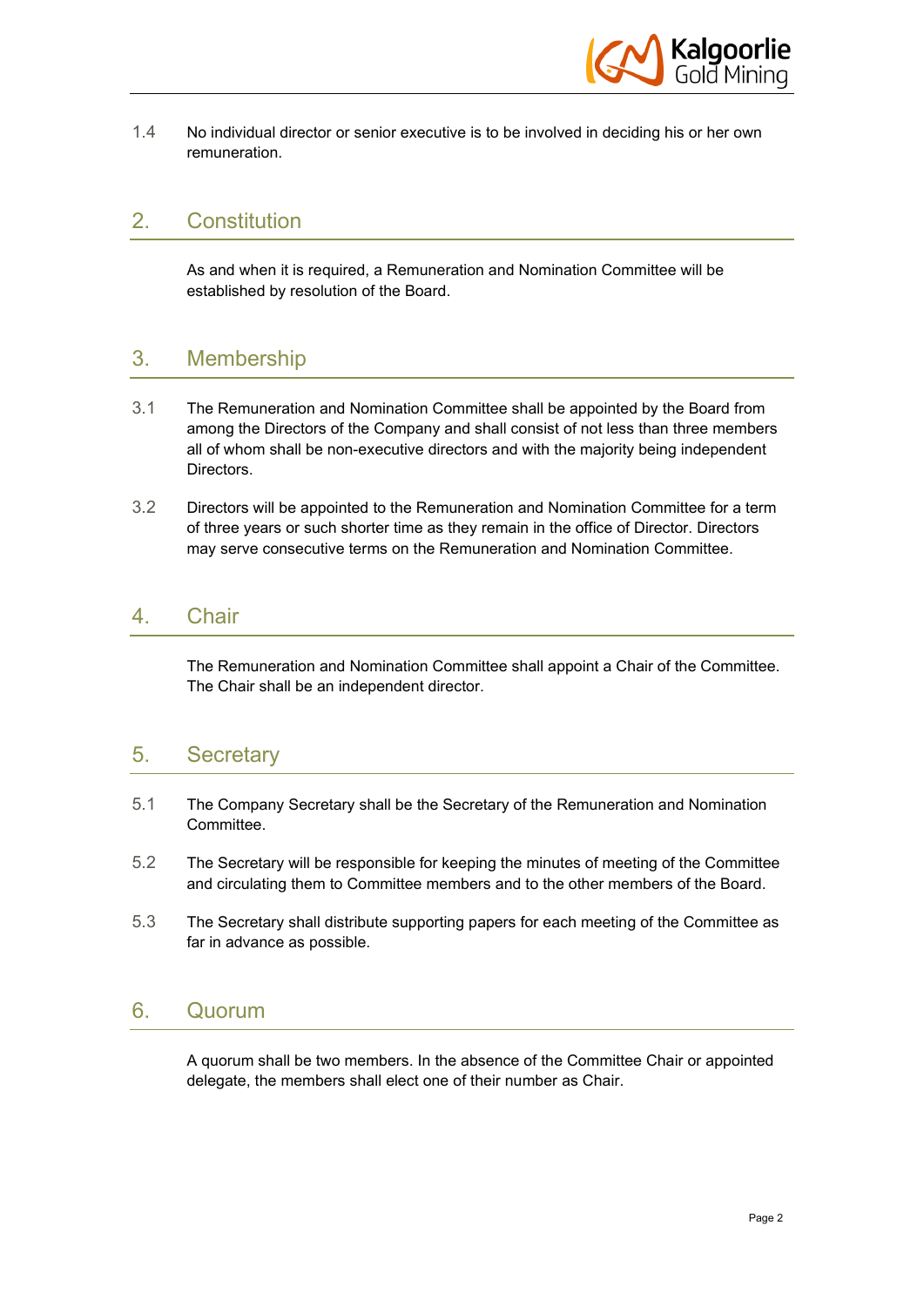1.4 No individual director or senior executive is to be involved in deciding his or her own remuneration.

## 2. Constitution

As and when it is required, a Remuneration and Nomination Committee will be established by resolution of the Board.

## 3. Membership

3.1 The Remuneration and Nomination Committee shall be appointed by the Board from among the Directors of the Company and shall consist of not less than three members all of whom shall be non-executive directors and with the majority being independent Directors.

3.2 Directors will be appointed to the Remuneration and Nomination Committee for a term of three years or such shorter time as they remain in the office of Director. Directors may serve consecutive terms on the Remuneration and Nomination Committee.

## 4. Chair

The Remuneration and Nomination Committee shall appoint a Chair of the Committee. The Chair shall be an independent director.

## 5. Secretary

5.1 The Company Secretary shall be the Secretary of the Remuneration and Nomination Committee.

5.2 The Secretary will be responsible for keeping the minutes of meeting of the Committee and circulating them to Committee members and to the other members of the Board.

5.3 The Secretary shall distribute supporting papers for each meeting of the Committee as far in advance as possible.

## 6. Quorum

A quorum shall be two members. In the absence of the Committee Chair or appointed delegate, the members shall elect one of their number as Chair.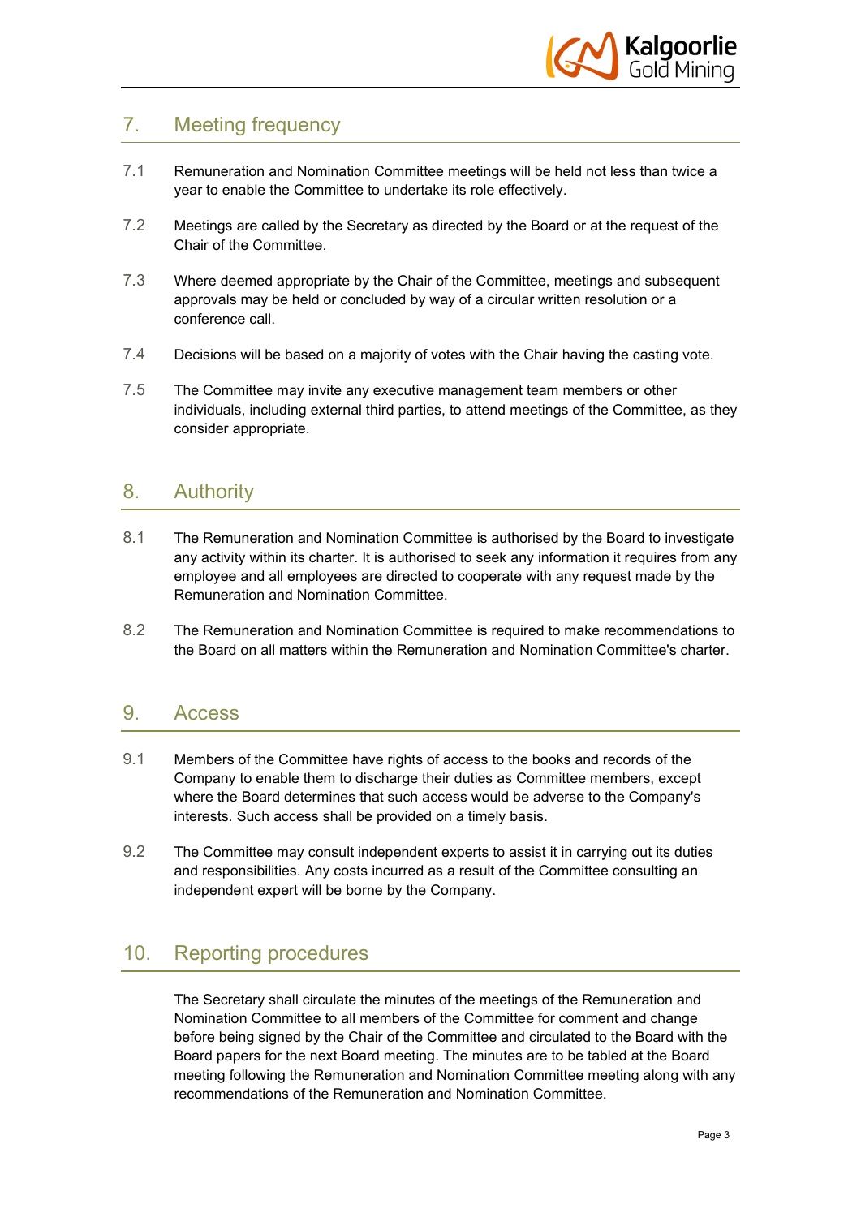## 7. Meeting frequency

7.1 Remuneration and Nomination Committee meetings will be held not less than twice a year to enable the Committee to undertake its role effectively.

7.2 Meetings are called by the Secretary as directed by the Board or at the request of the Chair of the Committee.

7.3 Where deemed appropriate by the Chair of the Committee, meetings and subsequent approvals may be held or concluded by way of a circular written resolution or a conference call.

7.4 Decisions will be based on a majority of votes with the Chair having the casting vote.

7.5 The Committee may invite any executive management team members or other individuals, including external third parties, to attend meetings of the Committee, as they consider appropriate.

## 8. Authority

8.1 The Remuneration and Nomination Committee is authorised by the Board to investigate any activity within its charter. It is authorised to seek any information it requires from any employee and all employees are directed to cooperate with any request made by the Remuneration and Nomination Committee.

8.2 The Remuneration and Nomination Committee is required to make recommendations to the Board on all matters within the Remuneration and Nomination Committee's charter.

## 9. Access

9.1 Members of the Committee have rights of access to the books and records of the Company to enable them to discharge their duties as Committee members, except where the Board determines that such access would be adverse to the Company's interests. Such access shall be provided on a timely basis.

9.2 The Committee may consult independent experts to assist it in carrying out its duties and responsibilities. Any costs incurred as a result of the Committee consulting an independent expert will be borne by the Company.

## 10. Reporting procedures

The Secretary shall circulate the minutes of the meetings of the Remuneration and Nomination Committee to all members of the Committee for comment and change before being signed by the Chair of the Committee and circulated to the Board with the Board papers for the next Board meeting. The minutes are to be tabled at the Board meeting following the Remuneration and Nomination Committee meeting along with any recommendations of the Remuneration and Nomination Committee.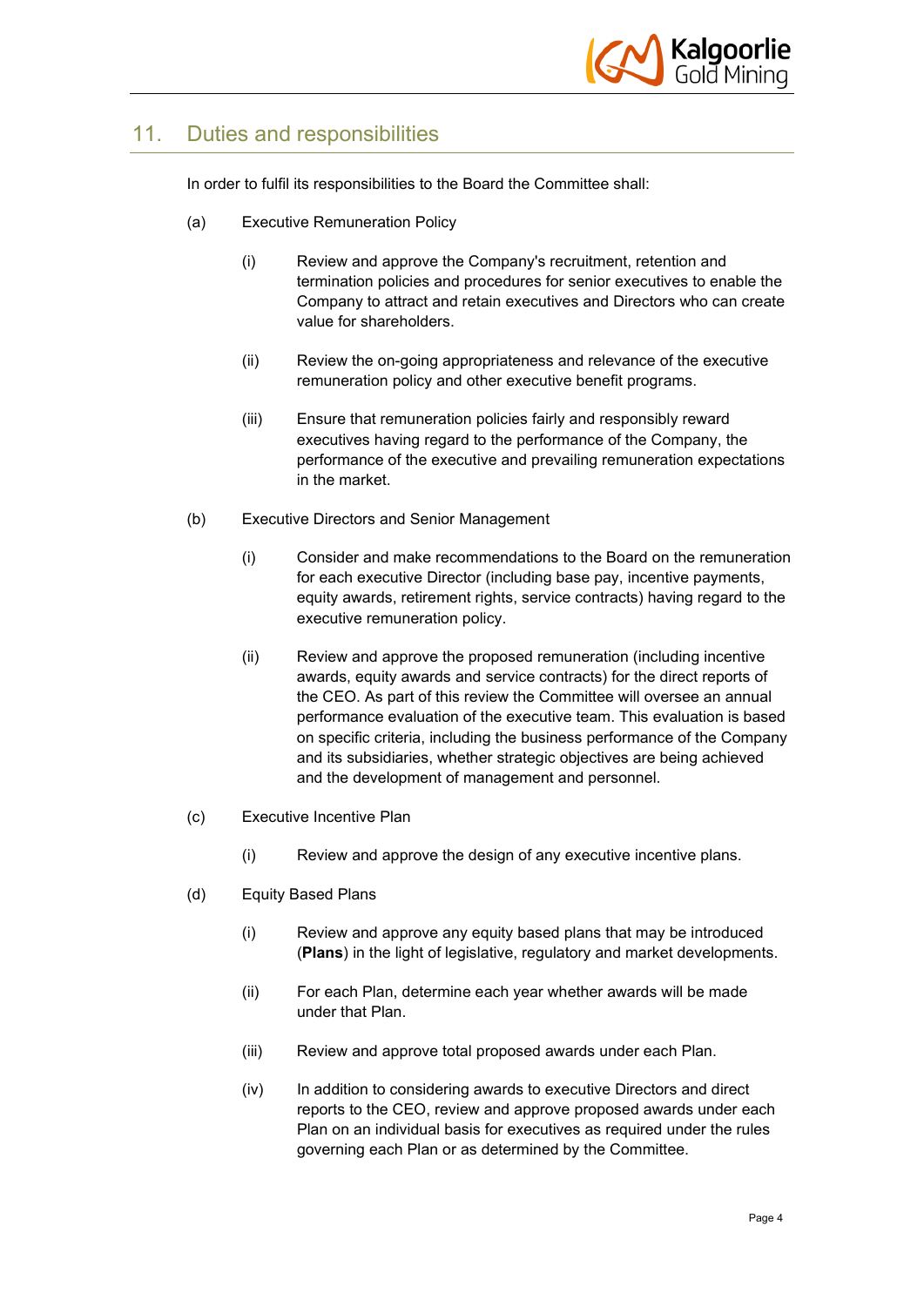## 11. Duties and responsibilities

In order to fulfil its responsibilities to the Board the Committee shall:

(a) Executive Remuneration Policy

(i) Review and approve the Company's recruitment, retention and termination policies and procedures for senior executives to enable the Company to attract and retain executives and Directors who can create value for shareholders.

(ii) Review the on-going appropriateness and relevance of the executive remuneration policy and other executive benefit programs.

(iii) Ensure that remuneration policies fairly and responsibly reward executives having regard to the performance of the Company, the performance of the executive and prevailing remuneration expectations in the market.

(b) Executive Directors and Senior Management

(i) Consider and make recommendations to the Board on the remuneration for each executive Director (including base pay, incentive payments, equity awards, retirement rights, service contracts) having regard to the executive remuneration policy.

(ii) Review and approve the proposed remuneration (including incentive awards, equity awards and service contracts) for the direct reports of the CEO. As part of this review the Committee will oversee an annual performance evaluation of the executive team. This evaluation is based on specific criteria, including the business performance of the Company and its subsidiaries, whether strategic objectives are being achieved and the development of management and personnel.

(c) Executive Incentive Plan

(i) Review and approve the design of any executive incentive plans.

(d) Equity Based Plans

(i) Review and approve any equity based plans that may be introduced (**Plans**) in the light of legislative, regulatory and market developments.

(ii) For each Plan, determine each year whether awards will be made under that Plan.

(iii) Review and approve total proposed awards under each Plan.

(iv) In addition to considering awards to executive Directors and direct reports to the CEO, review and approve proposed awards under each Plan on an individual basis for executives as required under the rules governing each Plan or as determined by the Committee.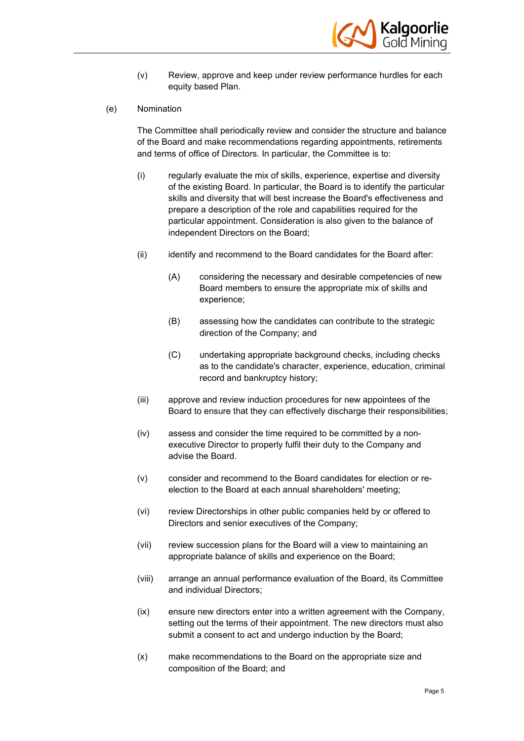(v) Review, approve and keep under review performance hurdles for each equity based Plan.

(e) Nomination

The Committee shall periodically review and consider the structure and balance of the Board and make recommendations regarding appointments, retirements and terms of office of Directors. In particular, the Committee is to:

(i) regularly evaluate the mix of skills, experience, expertise and diversity of the existing Board. In particular, the Board is to identify the particular skills and diversity that will best increase the Board's effectiveness and prepare a description of the role and capabilities required for the particular appointment. Consideration is also given to the balance of independent Directors on the Board;

(ii) identify and recommend to the Board candidates for the Board after:

(A) considering the necessary and desirable competencies of new Board members to ensure the appropriate mix of skills and experience;

(B) assessing how the candidates can contribute to the strategic direction of the Company; and

(C) undertaking appropriate background checks, including checks as to the candidate's character, experience, education, criminal record and bankruptcy history;

(iii) approve and review induction procedures for new appointees of the Board to ensure that they can effectively discharge their responsibilities;

(iv) assess and consider the time required to be committed by a non-executive Director to properly fulfil their duty to the Company and advise the Board.

(v) consider and recommend to the Board candidates for election or re-election to the Board at each annual shareholders' meeting;

(vi) review Directorships in other public companies held by or offered to Directors and senior executives of the Company;

(vii) review succession plans for the Board will a view to maintaining an appropriate balance of skills and experience on the Board;

(viii) arrange an annual performance evaluation of the Board, its Committee and individual Directors;

(ix) ensure new directors enter into a written agreement with the Company, setting out the terms of their appointment. The new directors must also submit a consent to act and undergo induction by the Board;

(x) make recommendations to the Board on the appropriate size and composition of the Board; and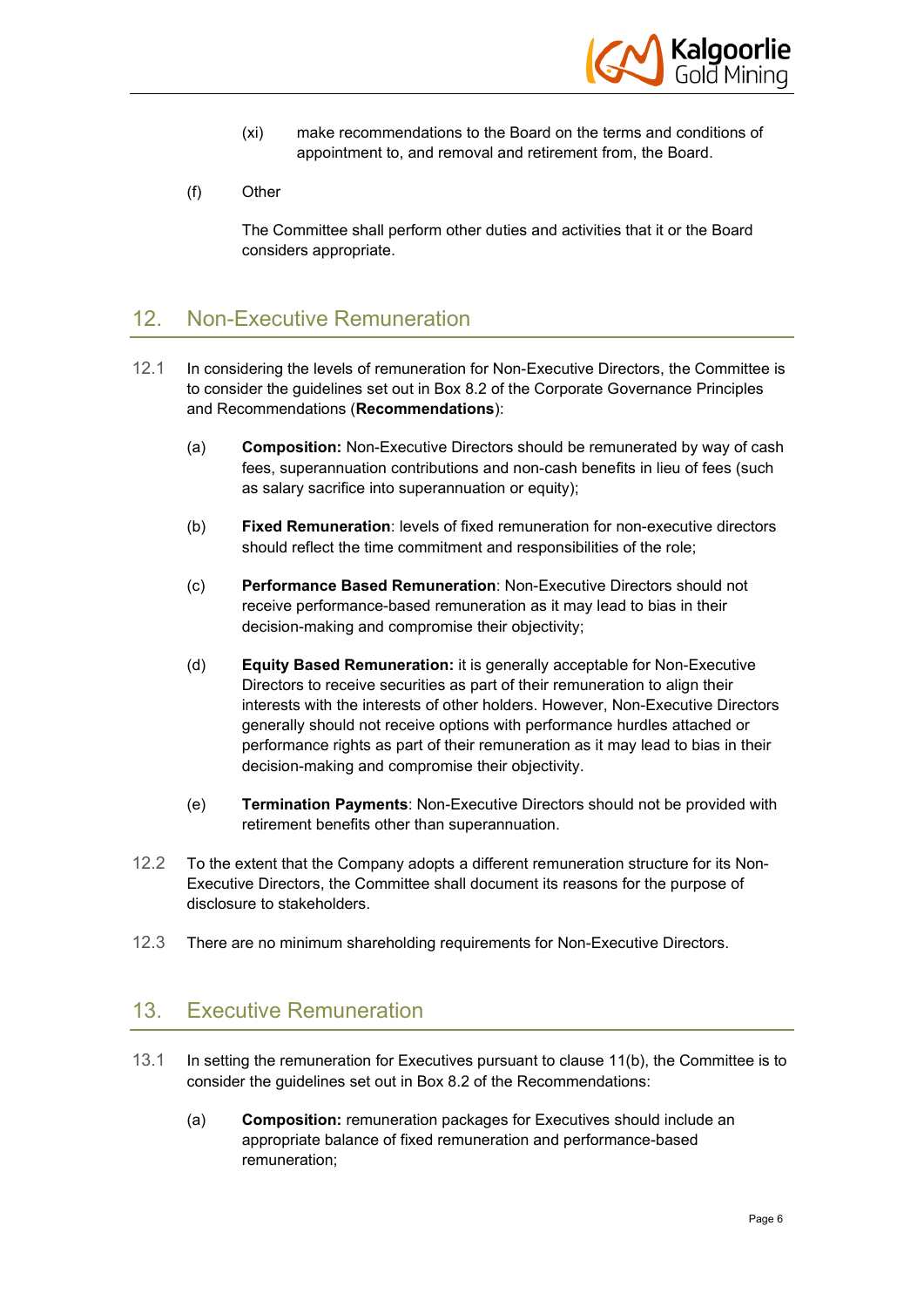(xi) make recommendations to the Board on the terms and conditions of appointment to, and removal and retirement from, the Board.

(f) Other

The Committee shall perform other duties and activities that it or the Board considers appropriate.

## 12. Non-Executive Remuneration

12.1 In considering the levels of remuneration for Non-Executive Directors, the Committee is to consider the guidelines set out in Box 8.2 of the Corporate Governance Principles and Recommendations (**Recommendations**):

(a) **Composition:** Non-Executive Directors should be remunerated by way of cash fees, superannuation contributions and non-cash benefits in lieu of fees (such as salary sacrifice into superannuation or equity);

(b) **Fixed Remuneration**: levels of fixed remuneration for non-executive directors should reflect the time commitment and responsibilities of the role;

(c) **Performance Based Remuneration**: Non-Executive Directors should not receive performance-based remuneration as it may lead to bias in their decision-making and compromise their objectivity;

(d) **Equity Based Remuneration:** it is generally acceptable for Non-Executive Directors to receive securities as part of their remuneration to align their interests with the interests of other holders. However, Non-Executive Directors generally should not receive options with performance hurdles attached or performance rights as part of their remuneration as it may lead to bias in their decision-making and compromise their objectivity.

(e) **Termination Payments**: Non-Executive Directors should not be provided with retirement benefits other than superannuation.

12.2 To the extent that the Company adopts a different remuneration structure for its Non-Executive Directors, the Committee shall document its reasons for the purpose of disclosure to stakeholders.

12.3 There are no minimum shareholding requirements for Non-Executive Directors.

## 13. Executive Remuneration

13.1 In setting the remuneration for Executives pursuant to clause 11(b), the Committee is to consider the guidelines set out in Box 8.2 of the Recommendations:

(a) **Composition:** remuneration packages for Executives should include an appropriate balance of fixed remuneration and performance-based remuneration;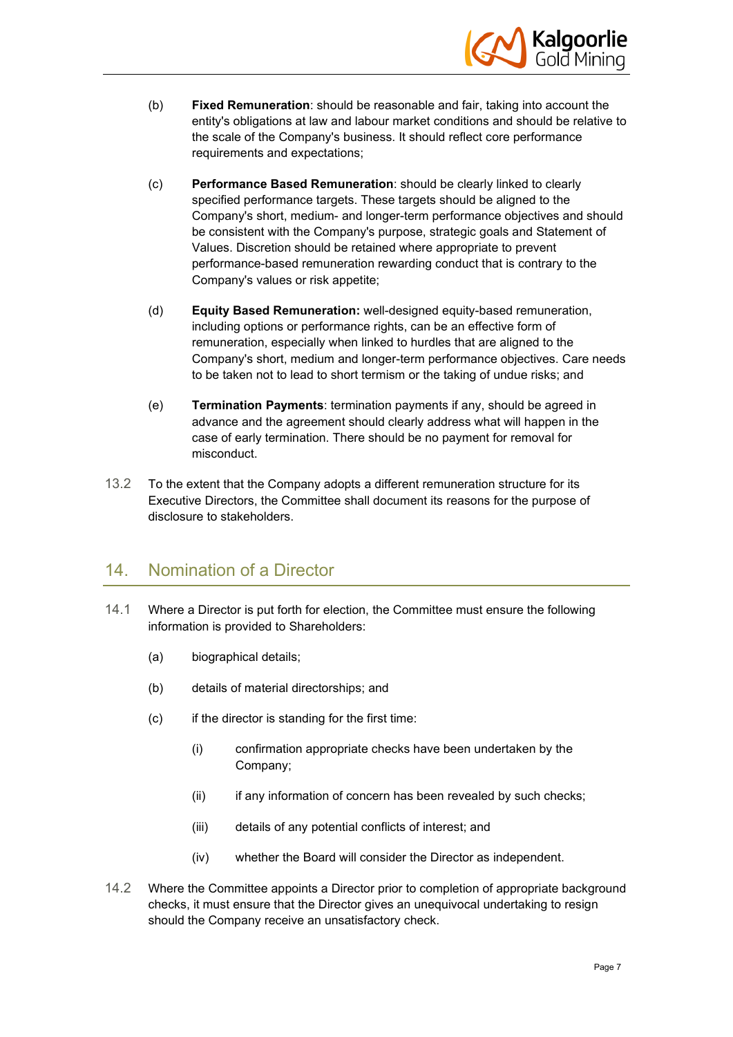(b) **Fixed Remuneration**: should be reasonable and fair, taking into account the entity's obligations at law and labour market conditions and should be relative to the scale of the Company's business. It should reflect core performance requirements and expectations;

(c) **Performance Based Remuneration**: should be clearly linked to clearly specified performance targets. These targets should be aligned to the Company's short, medium- and longer-term performance objectives and should be consistent with the Company's purpose, strategic goals and Statement of Values. Discretion should be retained where appropriate to prevent performance-based remuneration rewarding conduct that is contrary to the Company's values or risk appetite;

(d) **Equity Based Remuneration:** well-designed equity-based remuneration, including options or performance rights, can be an effective form of remuneration, especially when linked to hurdles that are aligned to the Company's short, medium and longer-term performance objectives. Care needs to be taken not to lead to short termism or the taking of undue risks; and

(e) **Termination Payments**: termination payments if any, should be agreed in advance and the agreement should clearly address what will happen in the case of early termination. There should be no payment for removal for misconduct.

13.2 To the extent that the Company adopts a different remuneration structure for its Executive Directors, the Committee shall document its reasons for the purpose of disclosure to stakeholders.

## 14. Nomination of a Director

14.1 Where a Director is put forth for election, the Committee must ensure the following information is provided to Shareholders:

(a) biographical details;

(b) details of material directorships; and

(c) if the director is standing for the first time:

(i) confirmation appropriate checks have been undertaken by the Company;

(ii) if any information of concern has been revealed by such checks;

(iii) details of any potential conflicts of interest; and

(iv) whether the Board will consider the Director as independent.

14.2 Where the Committee appoints a Director prior to completion of appropriate background checks, it must ensure that the Director gives an unequivocal undertaking to resign should the Company receive an unsatisfactory check.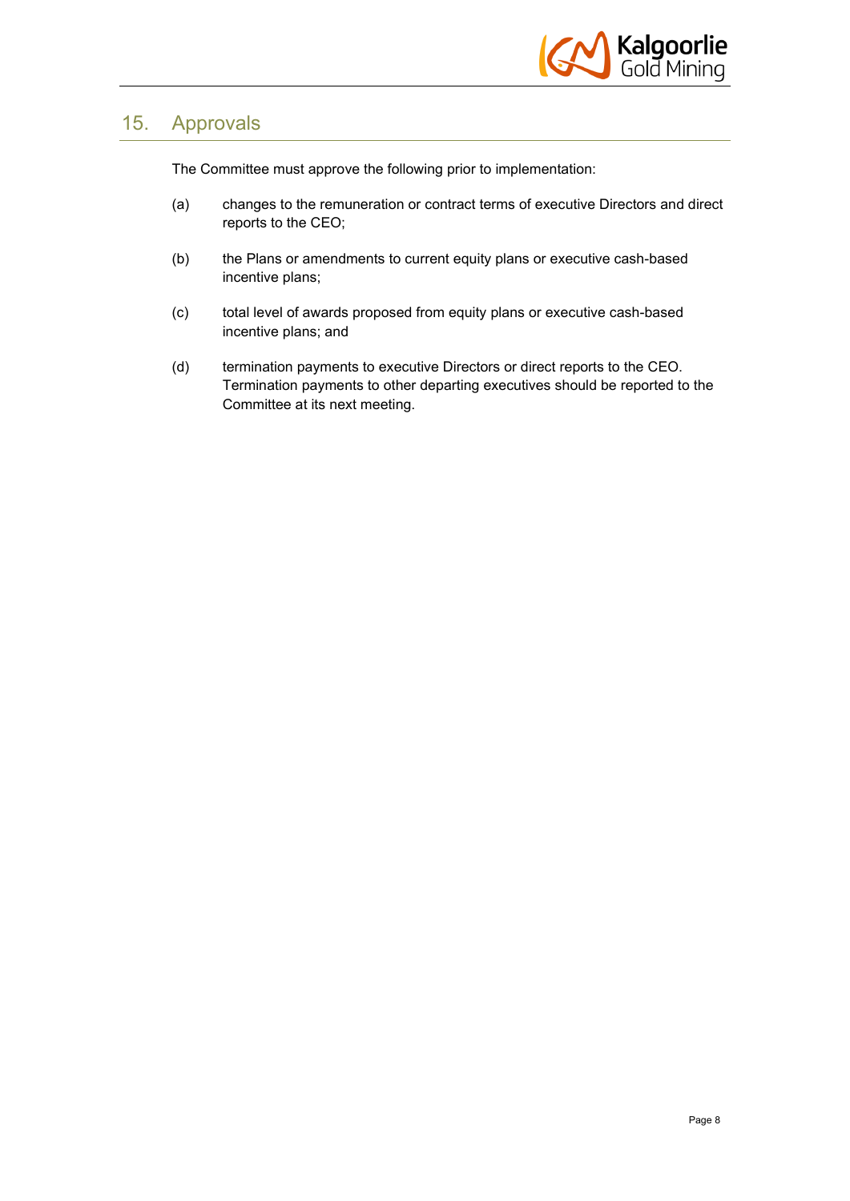## 15. Approvals

The Committee must approve the following prior to implementation:

(a) changes to the remuneration or contract terms of executive Directors and direct reports to the CEO;

(b) the Plans or amendments to current equity plans or executive cash-based incentive plans;

(c) total level of awards proposed from equity plans or executive cash-based incentive plans; and

(d) termination payments to executive Directors or direct reports to the CEO. Termination payments to other departing executives should be reported to the Committee at its next meeting.